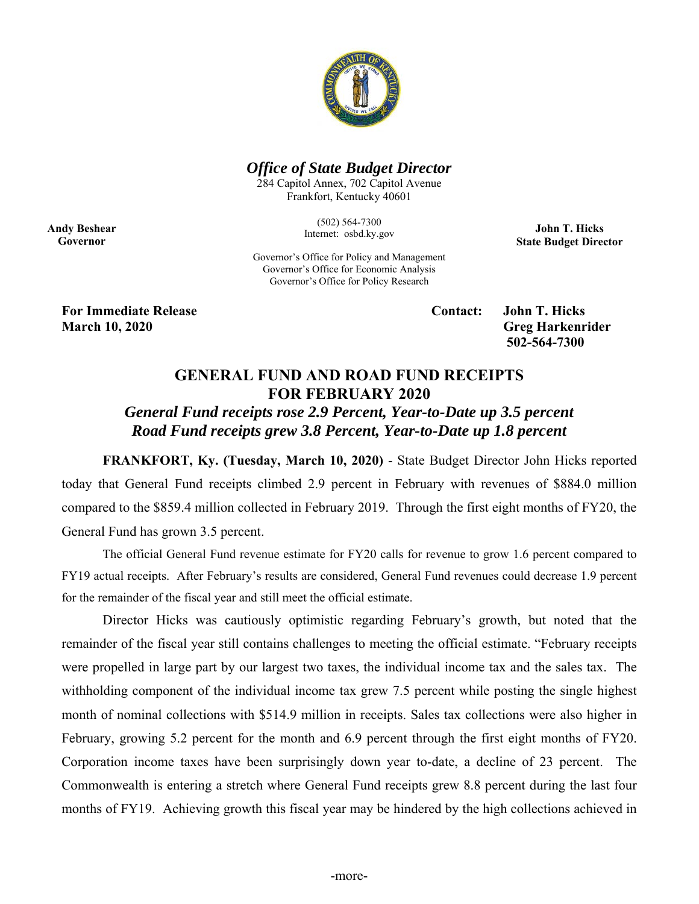*Office of State Budget Director*
284 Capitol Annex, 702 Capitol Avenue
Frankfort, Kentucky 40601

(502) 564-7300
Internet: osbd.ky.gov

Governor's Office for Policy and Management
Governor's Office for Economic Analysis
Governor's Office for Policy Research

**Andy Beshear**
**Governor**

**John T. Hicks**
**State Budget Director**

**For Immediate Release**
**March 10, 2020**

**Contact: John T. Hicks**
**Greg Harkenrider**
**502-564-7300**

## GENERAL FUND AND ROAD FUND RECEIPTS FOR FEBRUARY 2020

### *General Fund receipts rose 2.9 Percent, Year-to-Date up 3.5 percent*
### *Road Fund receipts grew 3.8 Percent, Year-to-Date up 1.8 percent*

**FRANKFORT, Ky. (Tuesday, March 10, 2020)** - State Budget Director John Hicks reported today that General Fund receipts climbed 2.9 percent in February with revenues of $884.0 million compared to the $859.4 million collected in February 2019. Through the first eight months of FY20, the General Fund has grown 3.5 percent.

The official General Fund revenue estimate for FY20 calls for revenue to grow 1.6 percent compared to FY19 actual receipts. After February's results are considered, General Fund revenues could decrease 1.9 percent for the remainder of the fiscal year and still meet the official estimate.

Director Hicks was cautiously optimistic regarding February's growth, but noted that the remainder of the fiscal year still contains challenges to meeting the official estimate. "February receipts were propelled in large part by our largest two taxes, the individual income tax and the sales tax. The withholding component of the individual income tax grew 7.5 percent while posting the single highest month of nominal collections with $514.9 million in receipts. Sales tax collections were also higher in February, growing 5.2 percent for the month and 6.9 percent through the first eight months of FY20. Corporation income taxes have been surprisingly down year to-date, a decline of 23 percent. The Commonwealth is entering a stretch where General Fund receipts grew 8.8 percent during the last four months of FY19. Achieving growth this fiscal year may be hindered by the high collections achieved in

-more-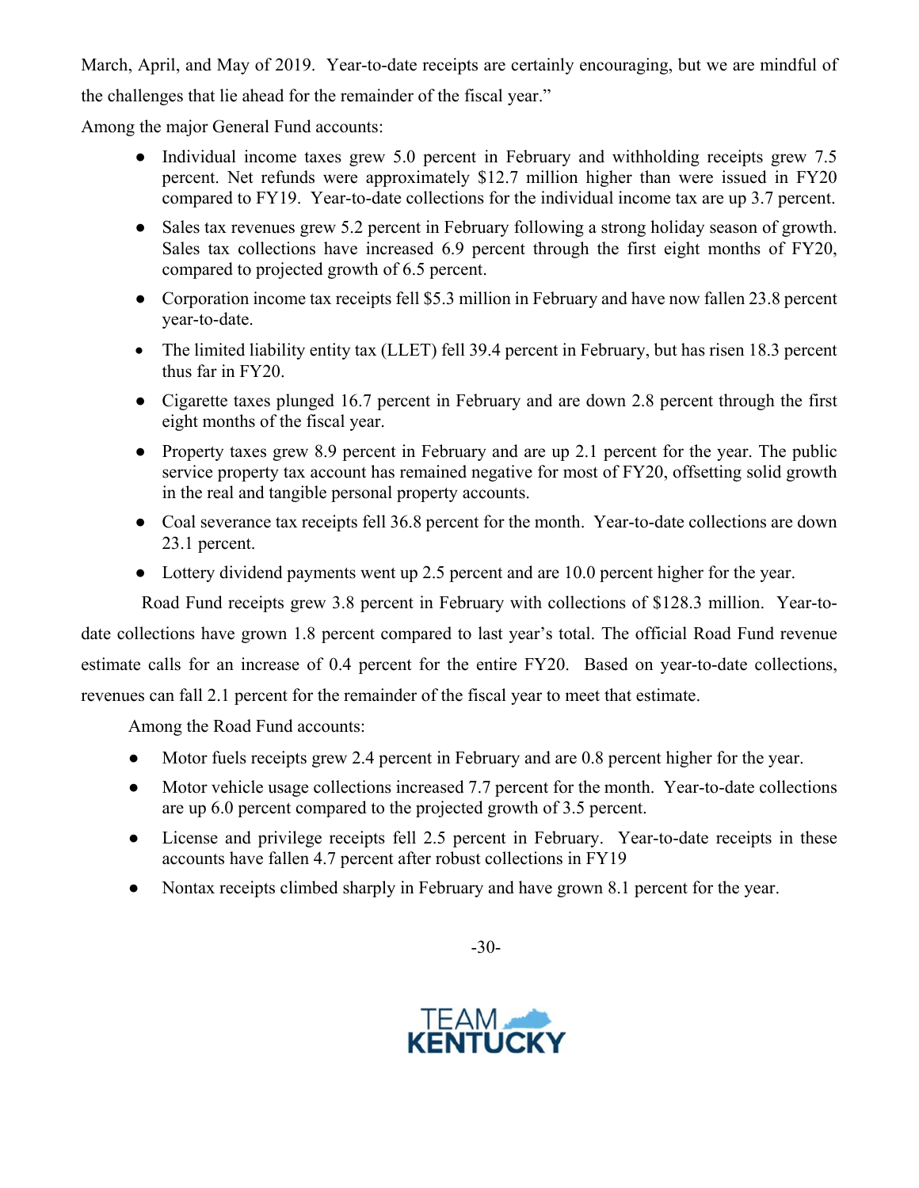March, April, and May of 2019. Year-to-date receipts are certainly encouraging, but we are mindful of the challenges that lie ahead for the remainder of the fiscal year."

Among the major General Fund accounts:

- Individual income taxes grew 5.0 percent in February and withholding receipts grew 7.5 percent. Net refunds were approximately $12.7 million higher than were issued in FY20 compared to FY19. Year-to-date collections for the individual income tax are up 3.7 percent.
- Sales tax revenues grew 5.2 percent in February following a strong holiday season of growth. Sales tax collections have increased 6.9 percent through the first eight months of FY20, compared to projected growth of 6.5 percent.
- Corporation income tax receipts fell $5.3 million in February and have now fallen 23.8 percent year-to-date.
- The limited liability entity tax (LLET) fell 39.4 percent in February, but has risen 18.3 percent thus far in FY20.
- Cigarette taxes plunged 16.7 percent in February and are down 2.8 percent through the first eight months of the fiscal year.
- Property taxes grew 8.9 percent in February and are up 2.1 percent for the year. The public service property tax account has remained negative for most of FY20, offsetting solid growth in the real and tangible personal property accounts.
- Coal severance tax receipts fell 36.8 percent for the month. Year-to-date collections are down 23.1 percent.
- Lottery dividend payments went up 2.5 percent and are 10.0 percent higher for the year.

Road Fund receipts grew 3.8 percent in February with collections of $128.3 million. Year-to-date collections have grown 1.8 percent compared to last year's total. The official Road Fund revenue estimate calls for an increase of 0.4 percent for the entire FY20. Based on year-to-date collections, revenues can fall 2.1 percent for the remainder of the fiscal year to meet that estimate.

Among the Road Fund accounts:

- Motor fuels receipts grew 2.4 percent in February and are 0.8 percent higher for the year.
- Motor vehicle usage collections increased 7.7 percent for the month. Year-to-date collections are up 6.0 percent compared to the projected growth of 3.5 percent.
- License and privilege receipts fell 2.5 percent in February. Year-to-date receipts in these accounts have fallen 4.7 percent after robust collections in FY19
- Nontax receipts climbed sharply in February and have grown 8.1 percent for the year.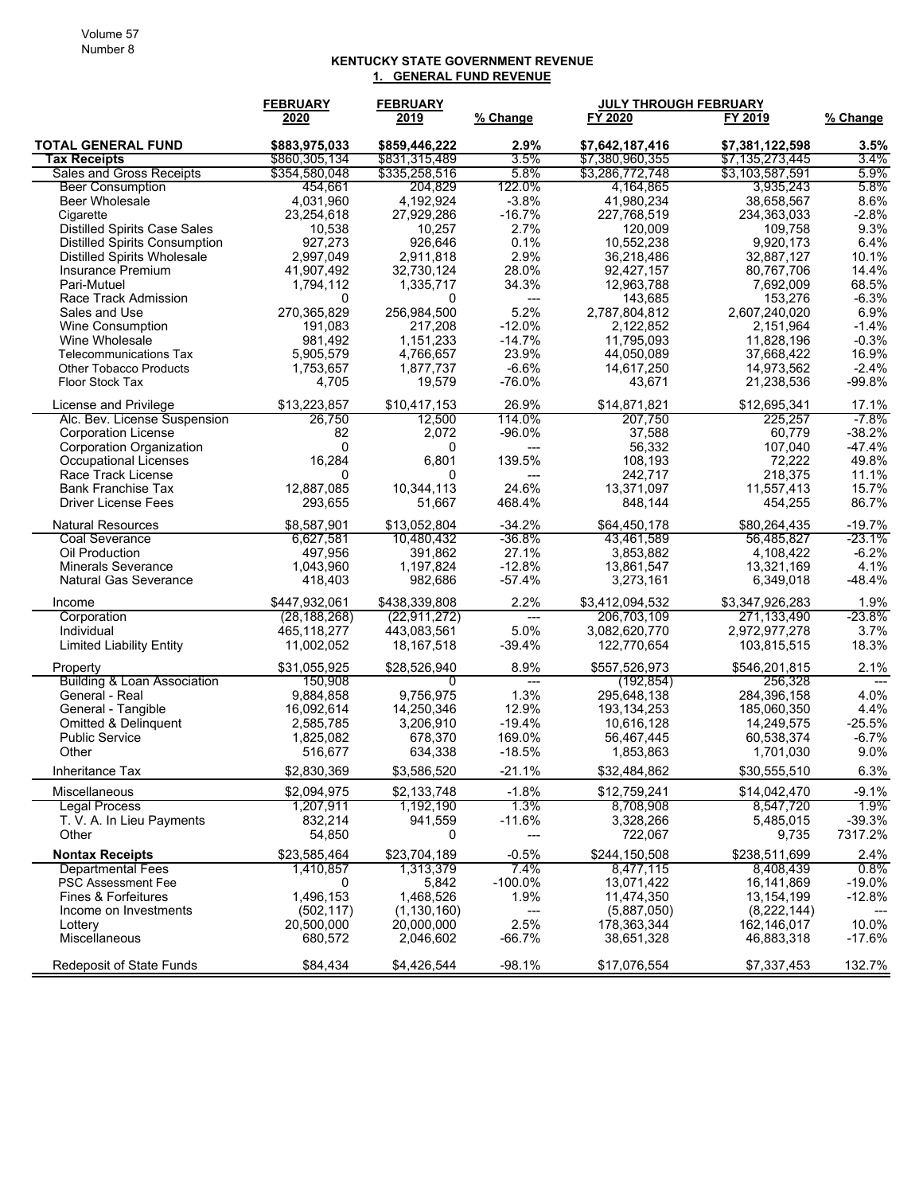# KENTUCKY STATE GOVERNMENT REVENUE

## 1. GENERAL FUND REVENUE

| | FEBRUARY 2020 | FEBRUARY 2019 | % Change | JULY THROUGH FEBRUARY FY 2020 | FY 2019 | % Change |
|---|---|---|---|---|---|---|
| **TOTAL GENERAL FUND** | **$883,975,033** | **$859,446,222** | **2.9%** | **$7,642,187,416** | **$7,381,122,598** | **3.5%** |
| **Tax Receipts** | $860,305,134 | $831,315,489 | 3.5% | $7,380,960,355 | $7,135,273,445 | 3.4% |
| Sales and Gross Receipts | $354,580,048 | $335,258,516 | 5.8% | $3,286,772,748 | $3,103,587,591 | 5.9% |
| Beer Consumption | 454,661 | 204,829 | 122.0% | 4,164,865 | 3,935,243 | 5.8% |
| Beer Wholesale | 4,031,960 | 4,192,924 | -3.8% | 41,980,234 | 38,658,567 | 8.6% |
| Cigarette | 23,254,618 | 27,929,286 | -16.7% | 227,768,519 | 234,363,033 | -2.8% |
| Distilled Spirits Case Sales | 10,538 | 10,257 | 2.7% | 120,009 | 109,758 | 9.3% |
| Distilled Spirits Consumption | 927,273 | 926,646 | 0.1% | 10,552,238 | 9,920,173 | 6.4% |
| Distilled Spirits Wholesale | 2,997,049 | 2,911,818 | 2.9% | 36,218,486 | 32,887,127 | 10.1% |
| Insurance Premium | 41,907,492 | 32,730,124 | 28.0% | 92,427,157 | 80,767,706 | 14.4% |
| Pari-Mutuel | 1,794,112 | 1,335,717 | 34.3% | 12,963,788 | 7,692,009 | 68.5% |
| Race Track Admission | 0 | 0 | --- | 143,685 | 153,276 | -6.3% |
| Sales and Use | 270,365,829 | 256,984,500 | 5.2% | 2,787,804,812 | 2,607,240,020 | 6.9% |
| Wine Consumption | 191,083 | 217,208 | -12.0% | 2,122,852 | 2,151,964 | -1.4% |
| Wine Wholesale | 981,492 | 1,151,233 | -14.7% | 11,795,093 | 11,828,196 | -0.3% |
| Telecommunications Tax | 5,905,579 | 4,766,657 | 23.9% | 44,050,089 | 37,668,422 | 16.9% |
| Other Tobacco Products | 1,753,657 | 1,877,737 | -6.6% | 14,617,250 | 14,973,562 | -2.4% |
| Floor Stock Tax | 4,705 | 19,579 | -76.0% | 43,671 | 21,238,536 | -99.8% |
| License and Privilege | $13,223,857 | $10,417,153 | 26.9% | $14,871,821 | $12,695,341 | 17.1% |
| Alc. Bev. License Suspension | 26,750 | 12,500 | 114.0% | 207,750 | 225,257 | -7.8% |
| Corporation License | 82 | 2,072 | -96.0% | 37,588 | 60,779 | -38.2% |
| Corporation Organization | 0 | 0 | --- | 56,332 | 107,040 | -47.4% |
| Occupational Licenses | 16,284 | 6,801 | 139.5% | 108,193 | 72,222 | 49.8% |
| Race Track License | 0 | 0 | --- | 242,717 | 218,375 | 11.1% |
| Bank Franchise Tax | 12,887,085 | 10,344,113 | 24.6% | 13,371,097 | 11,557,413 | 15.7% |
| Driver License Fees | 293,655 | 51,667 | 468.4% | 848,144 | 454,255 | 86.7% |
| Natural Resources | $8,587,901 | $13,052,804 | -34.2% | $64,450,178 | $80,264,435 | -19.7% |
| Coal Severance | 6,627,581 | 10,480,432 | -36.8% | 43,461,589 | 56,485,827 | -23.1% |
| Oil Production | 497,956 | 391,862 | 27.1% | 3,853,882 | 4,108,422 | -6.2% |
| Minerals Severance | 1,043,960 | 1,197,824 | -12.8% | 13,861,547 | 13,321,169 | 4.1% |
| Natural Gas Severance | 418,403 | 982,686 | -57.4% | 3,273,161 | 6,349,018 | -48.4% |
| Income | $447,932,061 | $438,339,808 | 2.2% | $3,412,094,532 | $3,347,926,283 | 1.9% |
| Corporation | (28,188,268) | (22,911,272) | --- | 206,703,109 | 271,133,490 | -23.8% |
| Individual | 465,118,277 | 443,083,561 | 5.0% | 3,082,620,770 | 2,972,977,278 | 3.7% |
| Limited Liability Entity | 11,002,052 | 18,167,518 | -39.4% | 122,770,654 | 103,815,515 | 18.3% |
| Property | $31,055,925 | $28,526,940 | 8.9% | $557,526,973 | $546,201,815 | 2.1% |
| Building & Loan Association | 150,908 | 0 | --- | (192,854) | 256,328 | --- |
| General - Real | 9,884,858 | 9,756,975 | 1.3% | 295,648,138 | 284,396,158 | 4.0% |
| General - Tangible | 16,092,614 | 14,250,346 | 12.9% | 193,134,253 | 185,060,350 | 4.4% |
| Omitted & Delinquent | 2,585,785 | 3,206,910 | -19.4% | 10,616,128 | 14,249,575 | -25.5% |
| Public Service | 1,825,082 | 678,370 | 169.0% | 56,467,445 | 60,538,374 | -6.7% |
| Other | 516,677 | 634,338 | -18.5% | 1,853,863 | 1,701,030 | 9.0% |
| Inheritance Tax | $2,830,369 | $3,586,520 | -21.1% | $32,484,862 | $30,555,510 | 6.3% |
| Miscellaneous | $2,094,975 | $2,133,748 | -1.8% | $12,759,241 | $14,042,470 | -9.1% |
| Legal Process | 1,207,911 | 1,192,190 | 1.3% | 8,708,908 | 8,547,720 | 1.9% |
| T. V. A. In Lieu Payments | 832,214 | 941,559 | -11.6% | 3,328,266 | 5,485,015 | -39.3% |
| Other | 54,850 | 0 | --- | 722,067 | 9,735 | 7317.2% |
| **Nontax Receipts** | $23,585,464 | $23,704,189 | -0.5% | $244,150,508 | $238,511,699 | 2.4% |
| Departmental Fees | 1,410,857 | 1,313,379 | 7.4% | 8,477,115 | 8,408,439 | 0.8% |
| PSC Assessment Fee | 0 | 5,842 | -100.0% | 13,071,422 | 16,141,869 | -19.0% |
| Fines & Forfeitures | 1,496,153 | 1,468,526 | 1.9% | 11,474,350 | 13,154,199 | -12.8% |
| Income on Investments | (502,117) | (1,130,160) | --- | (5,887,050) | (8,222,144) | --- |
| Lottery | 20,500,000 | 20,000,000 | 2.5% | 178,363,344 | 162,146,017 | 10.0% |
| Miscellaneous | 680,572 | 2,046,602 | -66.7% | 38,651,328 | 46,883,318 | -17.6% |
| Redeposit of State Funds | $84,434 | $4,426,544 | -98.1% | $17,076,554 | $7,337,453 | 132.7% |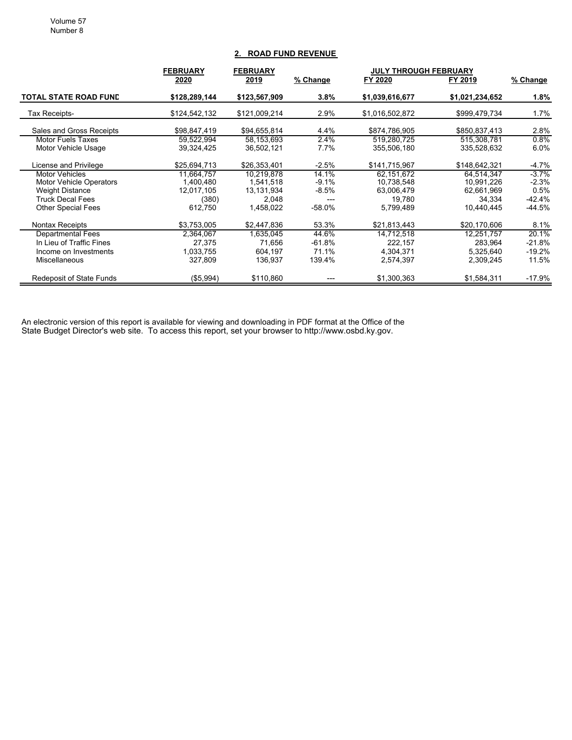## 2. ROAD FUND REVENUE

| | FEBRUARY 2020 | FEBRUARY 2019 | % Change | JULY THROUGH FEBRUARY FY 2020 | FY 2019 | % Change |
|---|---|---|---|---|---|---|
| **TOTAL STATE ROAD FUND** | **$128,289,144** | **$123,567,909** | **3.8%** | **$1,039,616,677** | **$1,021,234,652** | **1.8%** |
| Tax Receipts- | $124,542,132 | $121,009,214 | 2.9% | $1,016,502,872 | $999,479,734 | 1.7% |
| Sales and Gross Receipts | $98,847,419 | $94,655,814 | 4.4% | $874,786,905 | $850,837,413 | 2.8% |
| Motor Fuels Taxes | 59,522,994 | 58,153,693 | 2.4% | 519,280,725 | 515,308,781 | 0.8% |
| Motor Vehicle Usage | 39,324,425 | 36,502,121 | 7.7% | 355,506,180 | 335,528,632 | 6.0% |
| License and Privilege | $25,694,713 | $26,353,401 | -2.5% | $141,715,967 | $148,642,321 | -4.7% |
| Motor Vehicles | 11,664,757 | 10,219,878 | 14.1% | 62,151,672 | 64,514,347 | -3.7% |
| Motor Vehicle Operators | 1,400,480 | 1,541,518 | -9.1% | 10,738,548 | 10,991,226 | -2.3% |
| Weight Distance | 12,017,105 | 13,131,934 | -8.5% | 63,006,479 | 62,661,969 | 0.5% |
| Truck Decal Fees | (380) | 2,048 | --- | 19,780 | 34,334 | -42.4% |
| Other Special Fees | 612,750 | 1,458,022 | -58.0% | 5,799,489 | 10,440,445 | -44.5% |
| Nontax Receipts | $3,753,005 | $2,447,836 | 53.3% | $21,813,443 | $20,170,606 | 8.1% |
| Departmental Fees | 2,364,067 | 1,635,045 | 44.6% | 14,712,518 | 12,251,757 | 20.1% |
| In Lieu of Traffic Fines | 27,375 | 71,656 | -61.8% | 222,157 | 283,964 | -21.8% |
| Income on Investments | 1,033,755 | 604,197 | 71.1% | 4,304,371 | 5,325,640 | -19.2% |
| Miscellaneous | 327,809 | 136,937 | 139.4% | 2,574,397 | 2,309,245 | 11.5% |
| Redeposit of State Funds | ($5,994) | $110,860 | --- | $1,300,363 | $1,584,311 | -17.9% |

An electronic version of this report is available for viewing and downloading in PDF format at the Office of the State Budget Director's web site. To access this report, set your browser to http://www.osbd.ky.gov.